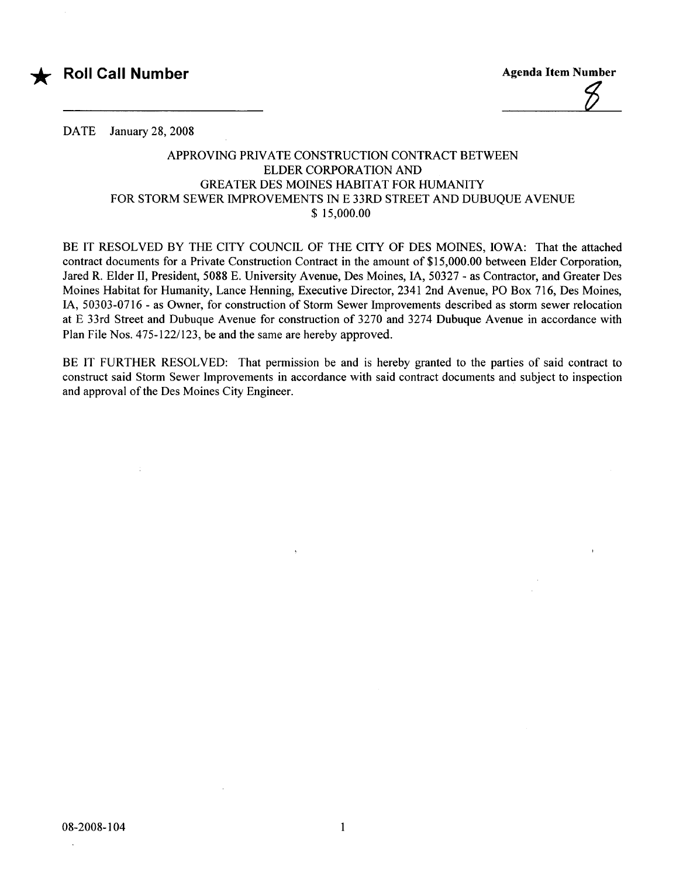★ **Roll Call Number**

**Agenda Item Number**

8

DATE January 28, 2008

APPROVING PRIVATE CONSTRUCTION CONTRACT BETWEEN
ELDER CORPORATION AND
GREATER DES MOINES HABITAT FOR HUMANITY
FOR STORM SEWER IMPROVEMENTS IN E 33RD STREET AND DUBUQUE AVENUE
$ 15,000.00

BE IT RESOLVED BY THE CITY COUNCIL OF THE CITY OF DES MOINES, IOWA: That the attached contract documents for a Private Construction Contract in the amount of $15,000.00 between Elder Corporation, Jared R. Elder II, President, 5088 E. University Avenue, Des Moines, IA, 50327 - as Contractor, and Greater Des Moines Habitat for Humanity, Lance Henning, Executive Director, 2341 2nd Avenue, PO Box 716, Des Moines, IA, 50303-0716 - as Owner, for construction of Storm Sewer Improvements described as storm sewer relocation at E 33rd Street and Dubuque Avenue for construction of 3270 and 3274 Dubuque Avenue in accordance with Plan File Nos. 475-122/123, be and the same are hereby approved.

BE IT FURTHER RESOLVED: That permission be and is hereby granted to the parties of said contract to construct said Storm Sewer Improvements in accordance with said contract documents and subject to inspection and approval of the Des Moines City Engineer.

08-2008-104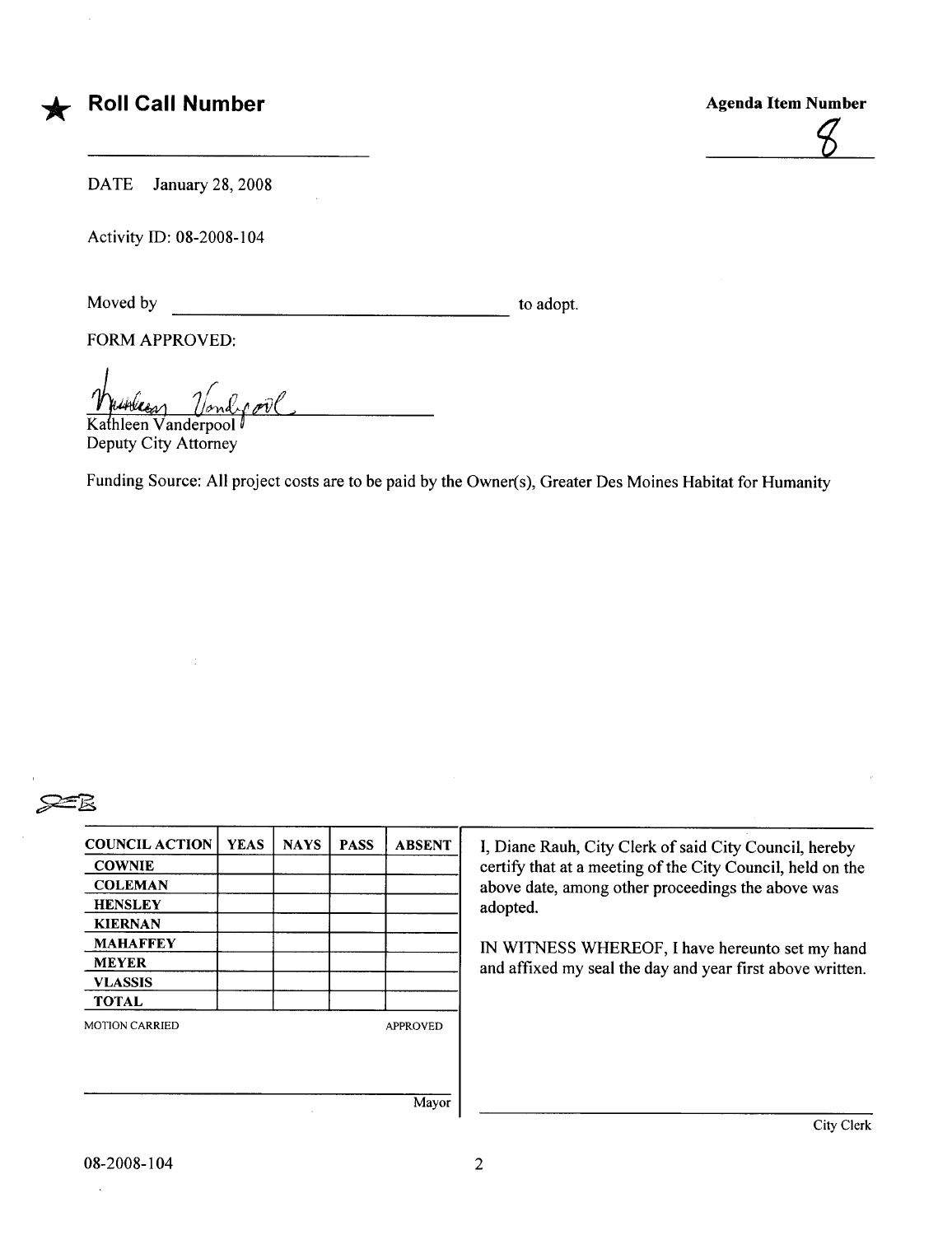★ **Roll Call Number**

______________________

**Agenda Item Number**

8

DATE January 28, 2008

Activity ID: 08-2008-104

Moved by ______________________ to adopt.

FORM APPROVED:

Kathleen Vanderpool
Deputy City Attorney

Funding Source: All project costs are to be paid by the Owner(s), Greater Des Moines Habitat for Humanity

| COUNCIL ACTION | YEAS | NAYS | PASS | ABSENT |
|---|---|---|---|---|
| COWNIE | | | | |
| COLEMAN | | | | |
| HENSLEY | | | | |
| KIERNAN | | | | |
| MAHAFFEY | | | | |
| MEYER | | | | |
| VLASSIS | | | | |
| TOTAL | | | | |

MOTION CARRIED APPROVED

______________________
Mayor

I, Diane Rauh, City Clerk of said City Council, hereby certify that at a meeting of the City Council, held on the above date, among other proceedings the above was adopted.

IN WITNESS WHEREOF, I have hereunto set my hand and affixed my seal the day and year first above written.

______________________
City Clerk

08-2008-104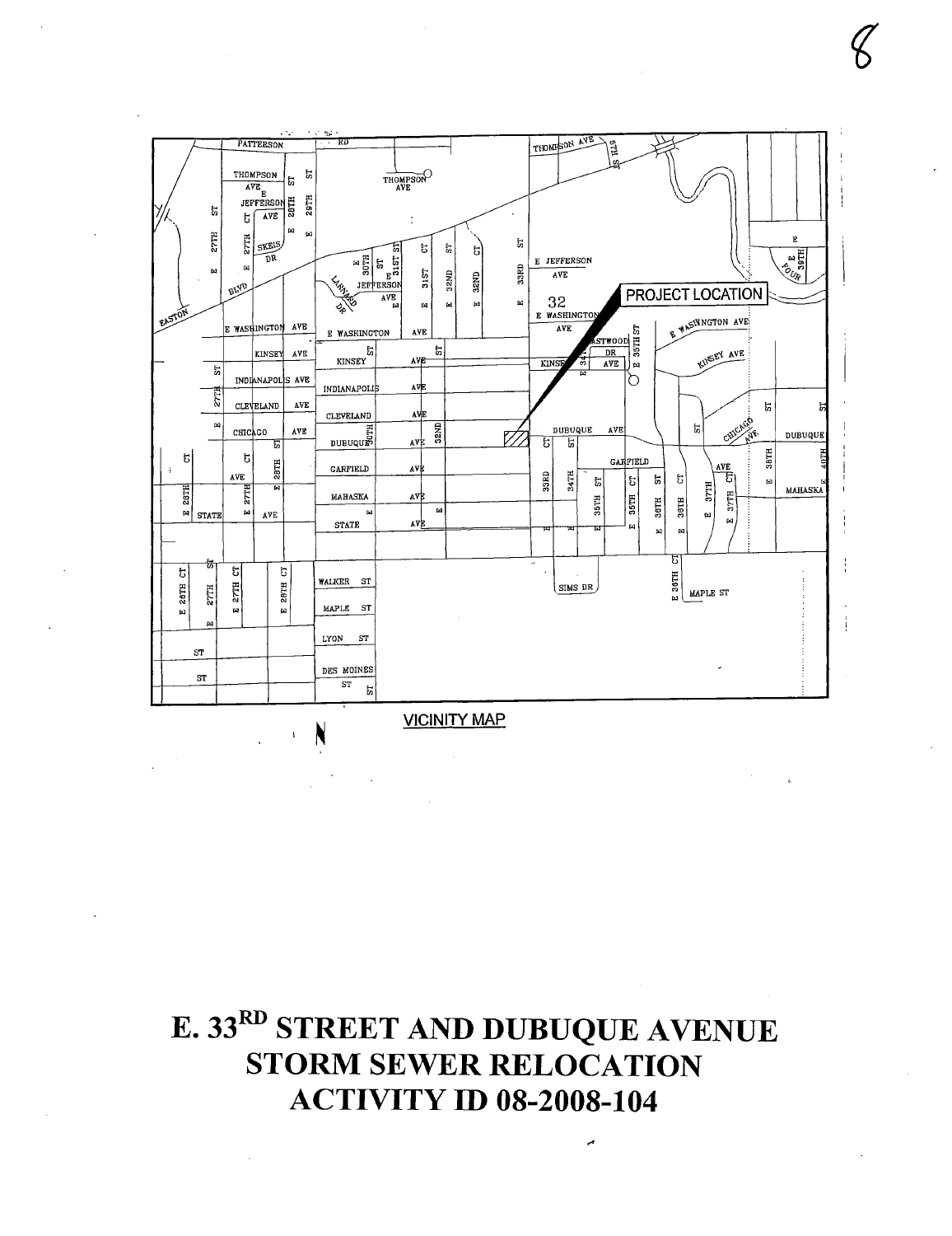PROJECT LOCATION

VICINITY MAP

# E. 33[RD] STREET AND DUBUQUE AVENUE STORM SEWER RELOCATION ACTIVITY ID 08-2008-104